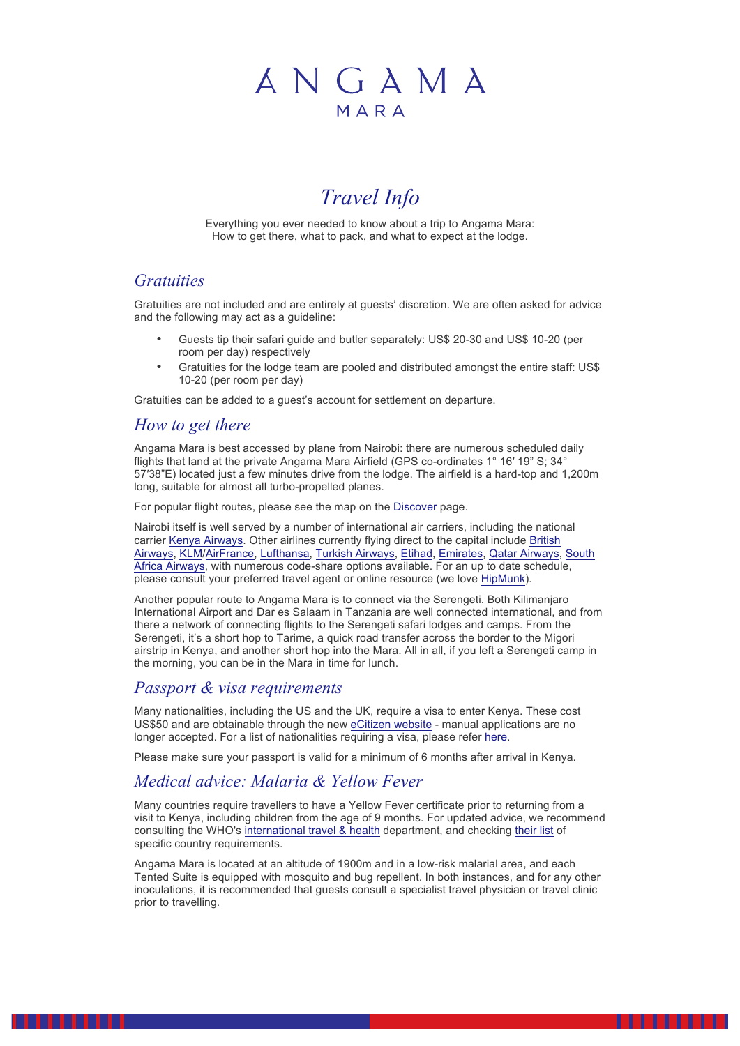# ANGAMA
MARA

## *Travel Info*

Everything you ever needed to know about a trip to Angama Mara:
How to get there, what to pack, and what to expect at the lodge.

### *Gratuities*

Gratuities are not included and are entirely at guests' discretion. We are often asked for advice and the following may act as a guideline:

- Guests tip their safari guide and butler separately: US$ 20-30 and US$ 10-20 (per room per day) respectively
- Gratuities for the lodge team are pooled and distributed amongst the entire staff: US$ 10-20 (per room per day)

Gratuities can be added to a guest's account for settlement on departure.

### *How to get there*

Angama Mara is best accessed by plane from Nairobi: there are numerous scheduled daily flights that land at the private Angama Mara Airfield (GPS co-ordinates 1° 16′ 19" S; 34° 57′38"E) located just a few minutes drive from the lodge. The airfield is a hard-top and 1,200m long, suitable for almost all turbo-propelled planes.

For popular flight routes, please see the map on the Discover page.

Nairobi itself is well served by a number of international air carriers, including the national carrier Kenya Airways. Other airlines currently flying direct to the capital include British Airways, KLM/AirFrance, Lufthansa, Turkish Airways, Etihad, Emirates, Qatar Airways, South Africa Airways, with numerous code-share options available. For an up to date schedule, please consult your preferred travel agent or online resource (we love HipMunk).

Another popular route to Angama Mara is to connect via the Serengeti. Both Kilimanjaro International Airport and Dar es Salaam in Tanzania are well connected international, and from there a network of connecting flights to the Serengeti safari lodges and camps. From the Serengeti, it's a short hop to Tarime, a quick road transfer across the border to the Migori airstrip in Kenya, and another short hop into the Mara. All in all, if you left a Serengeti camp in the morning, you can be in the Mara in time for lunch.

### *Passport & visa requirements*

Many nationalities, including the US and the UK, require a visa to enter Kenya. These cost US$50 and are obtainable through the new eCitizen website - manual applications are no longer accepted. For a list of nationalities requiring a visa, please refer here.

Please make sure your passport is valid for a minimum of 6 months after arrival in Kenya.

### *Medical advice: Malaria & Yellow Fever*

Many countries require travellers to have a Yellow Fever certificate prior to returning from a visit to Kenya, including children from the age of 9 months. For updated advice, we recommend consulting the WHO's international travel & health department, and checking their list of specific country requirements.

Angama Mara is located at an altitude of 1900m and in a low-risk malarial area, and each Tented Suite is equipped with mosquito and bug repellent. In both instances, and for any other inoculations, it is recommended that guests consult a specialist travel physician or travel clinic prior to travelling.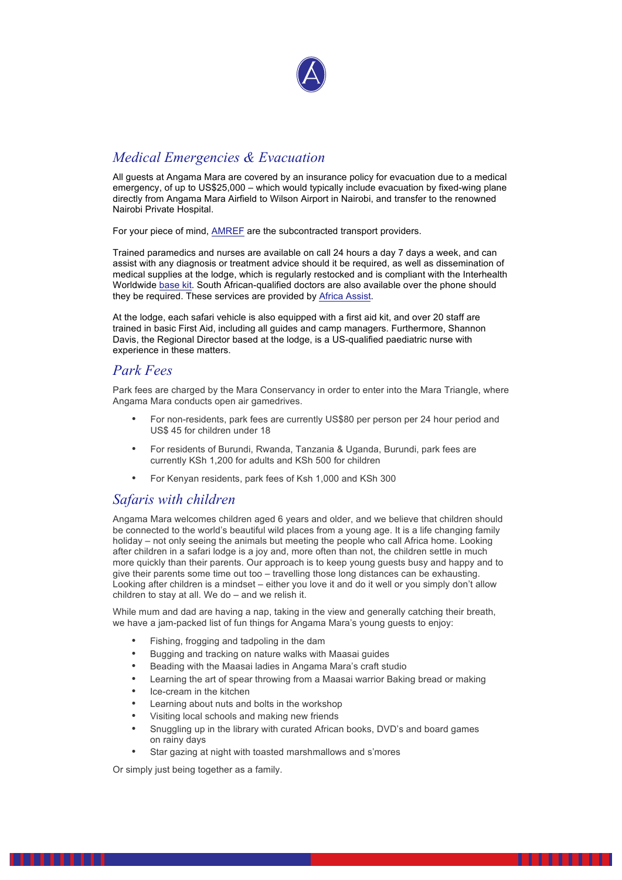## *Medical Emergencies & Evacuation*

All guests at Angama Mara are covered by an insurance policy for evacuation due to a medical emergency, of up to US$25,000 – which would typically include evacuation by fixed-wing plane directly from Angama Mara Airfield to Wilson Airport in Nairobi, and transfer to the renowned Nairobi Private Hospital.

For your piece of mind, AMREF are the subcontracted transport providers.

Trained paramedics and nurses are available on call 24 hours a day 7 days a week, and can assist with any diagnosis or treatment advice should it be required, as well as dissemination of medical supplies at the lodge, which is regularly restocked and is compliant with the Interhealth Worldwide base kit. South African-qualified doctors are also available over the phone should they be required. These services are provided by Africa Assist.

At the lodge, each safari vehicle is also equipped with a first aid kit, and over 20 staff are trained in basic First Aid, including all guides and camp managers. Furthermore, Shannon Davis, the Regional Director based at the lodge, is a US-qualified paediatric nurse with experience in these matters.

## *Park Fees*

Park fees are charged by the Mara Conservancy in order to enter into the Mara Triangle, where Angama Mara conducts open air gamedrives.

- For non-residents, park fees are currently US$80 per person per 24 hour period and US$ 45 for children under 18
- For residents of Burundi, Rwanda, Tanzania & Uganda, Burundi, park fees are currently KSh 1,200 for adults and KSh 500 for children
- For Kenyan residents, park fees of Ksh 1,000 and KSh 300

## *Safaris with children*

Angama Mara welcomes children aged 6 years and older, and we believe that children should be connected to the world's beautiful wild places from a young age. It is a life changing family holiday – not only seeing the animals but meeting the people who call Africa home. Looking after children in a safari lodge is a joy and, more often than not, the children settle in much more quickly than their parents. Our approach is to keep young guests busy and happy and to give their parents some time out too – travelling those long distances can be exhausting. Looking after children is a mindset – either you love it and do it well or you simply don't allow children to stay at all. We do – and we relish it.

While mum and dad are having a nap, taking in the view and generally catching their breath, we have a jam-packed list of fun things for Angama Mara's young guests to enjoy:

- Fishing, frogging and tadpoling in the dam
- Bugging and tracking on nature walks with Maasai guides
- Beading with the Maasai ladies in Angama Mara's craft studio
- Learning the art of spear throwing from a Maasai warrior Baking bread or making
- Ice-cream in the kitchen
- Learning about nuts and bolts in the workshop
- Visiting local schools and making new friends
- Snuggling up in the library with curated African books, DVD's and board games on rainy days
- Star gazing at night with toasted marshmallows and s'mores

Or simply just being together as a family.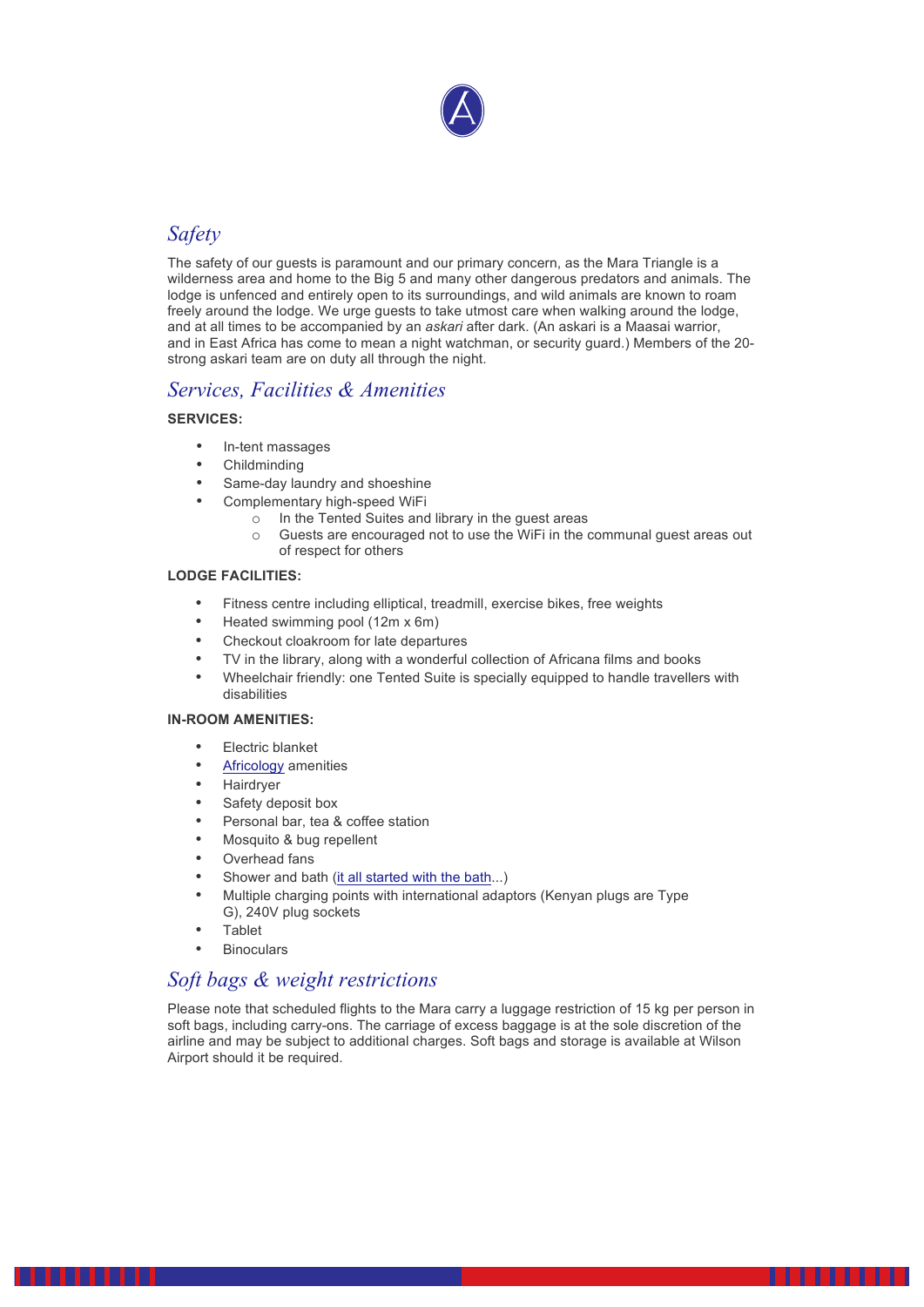## *Safety*

The safety of our guests is paramount and our primary concern, as the Mara Triangle is a wilderness area and home to the Big 5 and many other dangerous predators and animals. The lodge is unfenced and entirely open to its surroundings, and wild animals are known to roam freely around the lodge. We urge guests to take utmost care when walking around the lodge, and at all times to be accompanied by an *askari* after dark. (An askari is a Maasai warrior, and in East Africa has come to mean a night watchman, or security guard.) Members of the 20-strong askari team are on duty all through the night.

## *Services, Facilities & Amenities*

**SERVICES:**

- In-tent massages
- Childminding
- Same-day laundry and shoeshine
- Complementary high-speed WiFi
  - In the Tented Suites and library in the guest areas
  - Guests are encouraged not to use the WiFi in the communal guest areas out of respect for others

**LODGE FACILITIES:**

- Fitness centre including elliptical, treadmill, exercise bikes, free weights
- Heated swimming pool (12m x 6m)
- Checkout cloakroom for late departures
- TV in the library, along with a wonderful collection of Africana films and books
- Wheelchair friendly: one Tented Suite is specially equipped to handle travellers with disabilities

**IN-ROOM AMENITIES:**

- Electric blanket
- Africology amenities
- Hairdryer
- Safety deposit box
- Personal bar, tea & coffee station
- Mosquito & bug repellent
- Overhead fans
- Shower and bath (it all started with the bath...)
- Multiple charging points with international adaptors (Kenyan plugs are Type G), 240V plug sockets
- Tablet
- Binoculars

## *Soft bags & weight restrictions*

Please note that scheduled flights to the Mara carry a luggage restriction of 15 kg per person in soft bags, including carry-ons. The carriage of excess baggage is at the sole discretion of the airline and may be subject to additional charges. Soft bags and storage is available at Wilson Airport should it be required.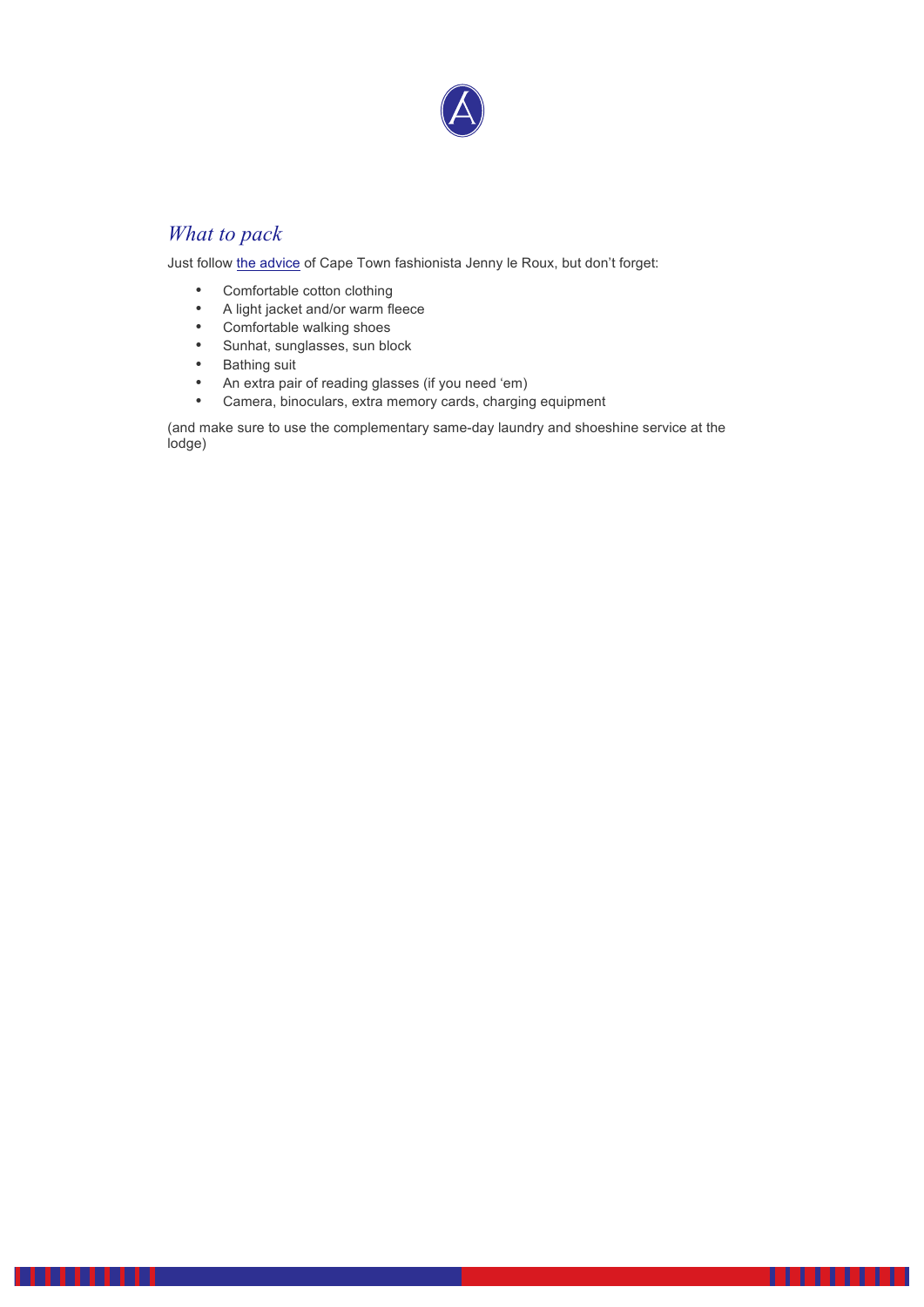## *What to pack*

Just follow the advice of Cape Town fashionista Jenny le Roux, but don't forget:

- Comfortable cotton clothing
- A light jacket and/or warm fleece
- Comfortable walking shoes
- Sunhat, sunglasses, sun block
- Bathing suit
- An extra pair of reading glasses (if you need 'em)
- Camera, binoculars, extra memory cards, charging equipment

(and make sure to use the complementary same-day laundry and shoeshine service at the lodge)